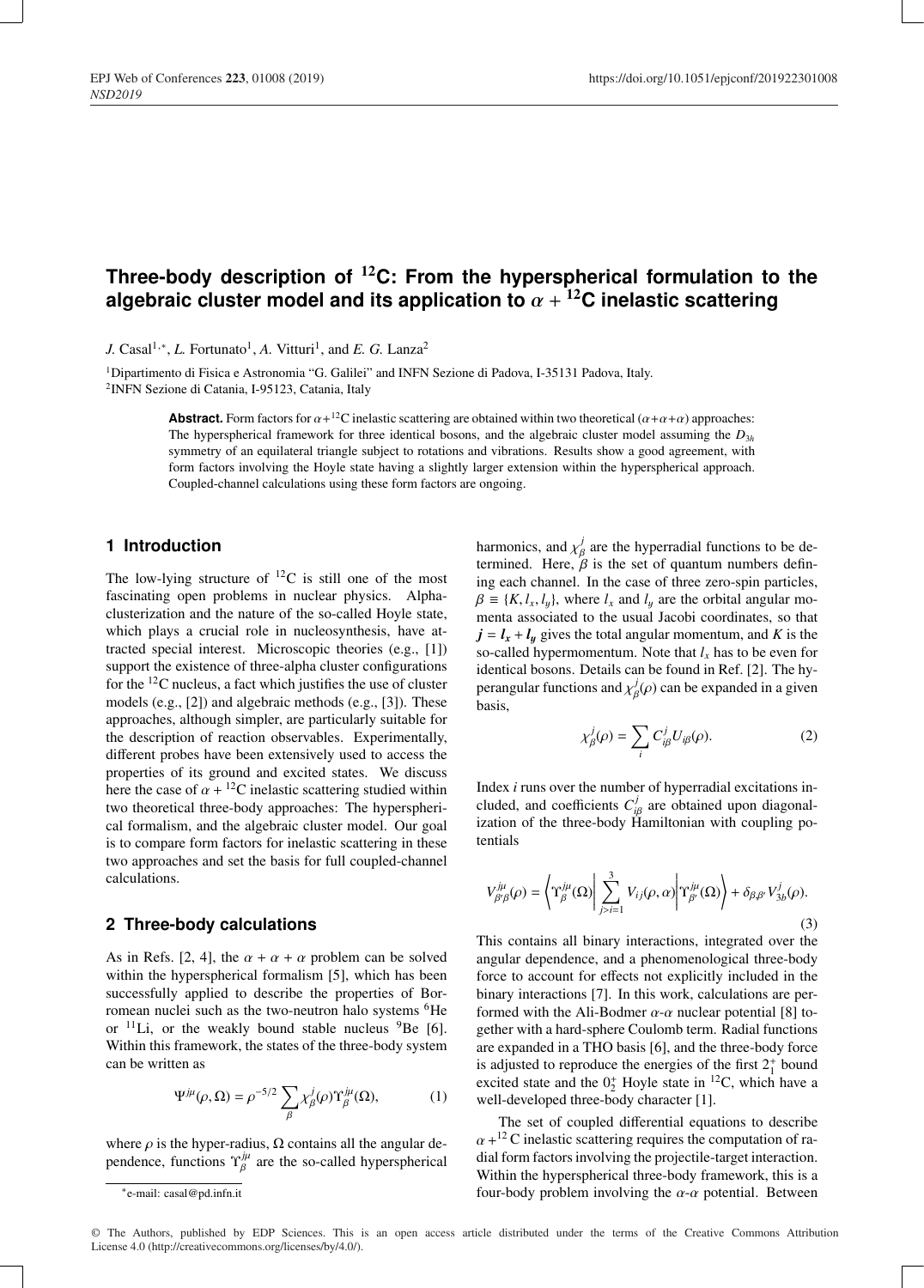# Three-body description of $^{12}$C: From the hyperspherical formulation to the algebraic cluster model and its application to $\alpha + {}^{12}$C inelastic scattering

*J.* Casal[1,*], *L.* Fortunato[1], *A.* Vitturi[1], and *E. G.* Lanza[2]

[1]Dipartimento di Fisica e Astronomia "G. Galilei" and INFN Sezione di Padova, I-35131 Padova, Italy.
[2]INFN Sezione di Catania, I-95123, Catania, Italy

**Abstract.** Form factors for $\alpha$+$^{12}$C inelastic scattering are obtained within two theoretical ($\alpha$+$\alpha$+$\alpha$) approaches: The hyperspherical framework for three identical bosons, and the algebraic cluster model assuming the $D_{3h}$ symmetry of an equilateral triangle subject to rotations and vibrations. Results show a good agreement, with form factors involving the Hoyle state having a slightly larger extension within the hyperspherical approach. Coupled-channel calculations using these form factors are ongoing.

## 1 Introduction

The low-lying structure of $^{12}$C is still one of the most fascinating open problems in nuclear physics. Alpha-clusterization and the nature of the so-called Hoyle state, which plays a crucial role in nucleosynthesis, have attracted special interest. Microscopic theories (e.g., [1]) support the existence of three-alpha cluster configurations for the $^{12}$C nucleus, a fact which justifies the use of cluster models (e.g., [2]) and algebraic methods (e.g., [3]). These approaches, although simpler, are particularly suitable for the description of reaction observables. Experimentally, different probes have been extensively used to access the properties of its ground and excited states. We discuss here the case of $\alpha$ + $^{12}$C inelastic scattering studied within two theoretical three-body approaches: The hyperspherical formalism, and the algebraic cluster model. Our goal is to compare form factors for inelastic scattering in these two approaches and set the basis for full coupled-channel calculations.

## 2 Three-body calculations

As in Refs. [2, 4], the $\alpha + \alpha + \alpha$ problem can be solved within the hyperspherical formalism [5], which has been successfully applied to describe the properties of Borromean nuclei such as the two-neutron halo systems $^6$He or $^{11}$Li, or the weakly bound stable nucleus $^9$Be [6]. Within this framework, the states of the three-body system can be written as

$$\Psi^{j\mu}(\rho,\Omega) = \rho^{-5/2}\sum_{\beta}\chi_{\beta}^{j}(\rho)\Upsilon_{\beta}^{j\mu}(\Omega), \tag{1}$$

where $\rho$ is the hyper-radius, $\Omega$ contains all the angular dependence, functions $\Upsilon_{\beta}^{j\mu}$ are the so-called hyperspherical harmonics, and $\chi_{\beta}^{j}$ are the hyperradial functions to be determined. Here, $\beta$ is the set of quantum numbers defining each channel. In the case of three zero-spin particles, $\beta \equiv \{K, l_x, l_y\}$, where $l_x$ and $l_y$ are the orbital angular momenta associated to the usual Jacobi coordinates, so that $\boldsymbol{j} = \boldsymbol{l_x} + \boldsymbol{l_y}$ gives the total angular momentum, and $K$ is the so-called hypermomentum. Note that $l_x$ has to be even for identical bosons. Details can be found in Ref. [2]. The hyperangular functions and $\chi_{\beta}^{j}(\rho)$ can be expanded in a given basis,

$$\chi_{\beta}^{j}(\rho) = \sum_{i} C_{i\beta}^{j} U_{i\beta}(\rho). \tag{2}$$

Index $i$ runs over the number of hyperradial excitations included, and coefficients $C_{i\beta}^{j}$ are obtained upon diagonalization of the three-body Hamiltonian with coupling potentials

$$V_{\beta'\beta}^{j\mu}(\rho) = \left\langle \Upsilon_{\beta}^{j\mu}(\Omega) \left| \sum_{j>i=1}^{3} V_{ij}(\rho,\alpha) \right| \Upsilon_{\beta'}^{j\mu}(\Omega) \right\rangle + \delta_{\beta,\beta'} V_{3b}^{j}(\rho). \tag{3}$$

This contains all binary interactions, integrated over the angular dependence, and a phenomenological three-body force to account for effects not explicitly included in the binary interactions [7]. In this work, calculations are performed with the Ali-Bodmer $\alpha$-$\alpha$ nuclear potential [8] together with a hard-sphere Coulomb term. Radial functions are expanded in a THO basis [6], and the three-body force is adjusted to reproduce the energies of the first $2_1^+$ bound excited state and the $0_2^+$ Hoyle state in $^{12}$C, which have a well-developed three-body character [1].

The set of coupled differential equations to describe $\alpha + {}^{12}$C inelastic scattering requires the computation of radial form factors involving the projectile-target interaction. Within the hyperspherical three-body framework, this is a four-body problem involving the $\alpha$-$\alpha$ potential. Between

*e-mail: casal@pd.infn.it

© The Authors, published by EDP Sciences. This is an open access article distributed under the terms of the Creative Commons Attribution License 4.0 (http://creativecommons.org/licenses/by/4.0/).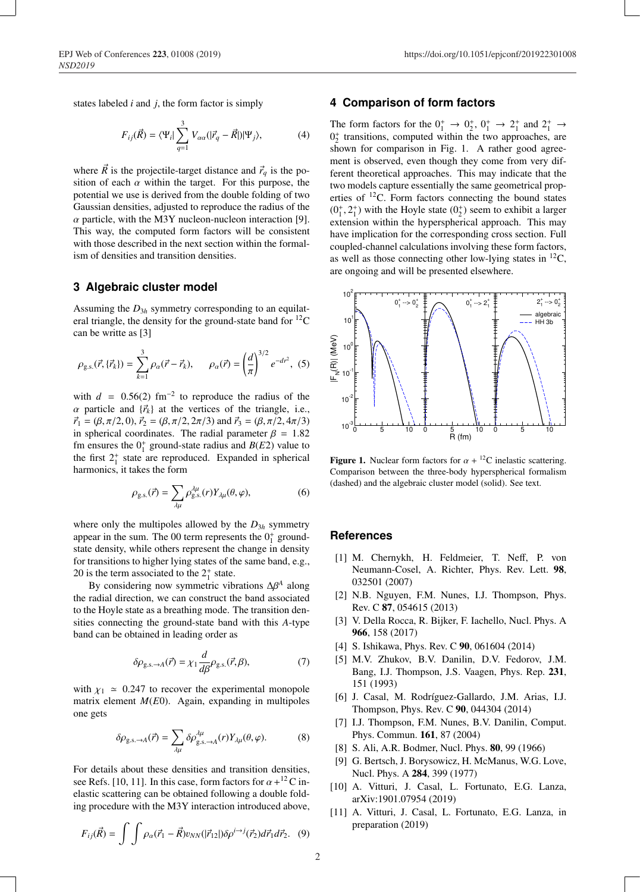states labeled $i$ and $j$, the form factor is simply

$$F_{ij}(\vec{R}) = \langle \Psi_i | \sum_{q=1}^{3} V_{\alpha\alpha}(|\vec{r}_q - \vec{R}|) | \Psi_j \rangle, \quad (4)$$

where $\vec{R}$ is the projectile-target distance and $\vec{r}_q$ is the position of each $\alpha$ within the target. For this purpose, the potential we use is derived from the double folding of two Gaussian densities, adjusted to reproduce the radius of the $\alpha$ particle, with the M3Y nucleon-nucleon interaction [9]. This way, the computed form factors will be consistent with those described in the next section within the formalism of densities and transition densities.

## 3 Algebraic cluster model

Assuming the $D_{3h}$ symmetry corresponding to an equilateral triangle, the density for the ground-state band for $^{12}$C can be writte as [3]

$$\rho_{\text{g.s.}}(\vec{r}, \{\vec{r}_k\}) = \sum_{k=1}^{3} \rho_\alpha(\vec{r} - \vec{r}_k), \qquad \rho_\alpha(\vec{r}) = \left(\frac{d}{\pi}\right)^{3/2} e^{-dr^2}, \quad (5)$$

with $d = 0.56(2)$ fm$^{-2}$ to reproduce the radius of the $\alpha$ particle and $\{\vec{r}_k\}$ at the vertices of the triangle, i.e., $\vec{r}_1 = (\beta, \pi/2, 0)$, $\vec{r}_2 = (\beta, \pi/2, 2\pi/3)$ and $\vec{r}_3 = (\beta, \pi/2, 4\pi/3)$ in spherical coordinates. The radial parameter $\beta = 1.82$ fm ensures the $0_1^+$ ground-state radius and $B(E2)$ value to the first $2_1^+$ state are reproduced. Expanded in spherical harmonics, it takes the form

$$\rho_{\text{g.s.}}(\vec{r}) = \sum_{\lambda\mu} \rho_{\text{g.s.}}^{\lambda\mu}(r) Y_{\lambda\mu}(\theta, \varphi), \quad (6)$$

where only the multipoles allowed by the $D_{3h}$ symmetry appear in the sum. The 00 term represents the $0_1^+$ ground-state density, while others represent the change in density for transitions to higher lying states of the same band, e.g., 20 is the term associated to the $2_1^+$ state.

By considering now symmetric vibrations $\Delta\beta^A$ along the radial direction, we can construct the band associated to the Hoyle state as a breathing mode. The transition densities connecting the ground-state band with this $A$-type band can be obtained in leading order as

$$\delta\rho_{\text{g.s.}\to A}(\vec{r}) = \chi_1 \frac{d}{d\beta} \rho_{\text{g.s.}}(\vec{r}, \beta), \quad (7)$$

with $\chi_1 \simeq 0.247$ to recover the experimental monopole matrix element $M(E0)$. Again, expanding in multipoles one gets

$$\delta\rho_{\text{g.s.}\to A}(\vec{r}) = \sum_{\lambda\mu} \delta\rho_{\text{g.s.}\to A}^{\lambda\mu}(r) Y_{\lambda\mu}(\theta, \varphi). \quad (8)$$

For details about these densities and transition densities, see Refs. [10, 11]. In this case, form factors for $\alpha + ^{12}$C inelastic scattering can be obtained following a double folding procedure with the M3Y interaction introduced above,

$$F_{ij}(\vec{R}) = \int\int \rho_\alpha(\vec{r}_1 - \vec{R}) v_{NN}(|\vec{r}_{12}|) \delta\rho^{i\to j}(\vec{r}_2) d\vec{r}_1 d\vec{r}_2. \quad (9)$$

## 4 Comparison of form factors

The form factors for the $0_1^+ \to 0_2^+$, $0_1^+ \to 2_1^+$ and $2_1^+ \to 0_2^+$ transitions, computed within the two approaches, are shown for comparison in Fig. 1. A rather good agreement is observed, even though they come from very different theoretical approaches. This may indicate that the two models capture essentially the same geometrical properties of $^{12}$C. Form factors connecting the bound states $(0_1^+, 2_1^+)$ with the Hoyle state $(0_2^+)$ seem to exhibit a larger extension within the hyperspherical approach. This may have implication for the corresponding cross section. Full coupled-channel calculations involving these form factors, as well as those connecting other low-lying states in $^{12}$C, are ongoing and will be presented elsewhere.

$0_1^+ \to 0_2^+$
$0_1^+ \to 2_1^+$
$2_1^+ \to 0_2^+$
algebraic
HH 3b
$|F_N(R)|$ (MeV)
$10^2$
$10^1$
$10^0$
$10^{-1}$
$10^{-2}$
$10^{-3}$
0 5 10 0 5 10 0 5 10
R (fm)

**Figure 1.** Nuclear form factors for $\alpha$ + $^{12}$C inelastic scattering. Comparison between the three-body hyperspherical formalism (dashed) and the algebraic cluster model (solid). See text.

## References

[1] M. Chernykh, H. Feldmeier, T. Neff, P. von Neumann-Cosel, A. Richter, Phys. Rev. Lett. **98**, 032501 (2007)

[2] N.B. Nguyen, F.M. Nunes, I.J. Thompson, Phys. Rev. C **87**, 054615 (2013)

[3] V. Della Rocca, R. Bijker, F. Iachello, Nucl. Phys. A **966**, 158 (2017)

[4] S. Ishikawa, Phys. Rev. C **90**, 061604 (2014)

[5] M.V. Zhukov, B.V. Danilin, D.V. Fedorov, J.M. Bang, I.J. Thompson, J.S. Vaagen, Phys. Rep. **231**, 151 (1993)

[6] J. Casal, M. Rodríguez-Gallardo, J.M. Arias, I.J. Thompson, Phys. Rev. C **90**, 044304 (2014)

[7] I.J. Thompson, F.M. Nunes, B.V. Danilin, Comput. Phys. Commun. **161**, 87 (2004)

[8] S. Ali, A.R. Bodmer, Nucl. Phys. **80**, 99 (1966)

[9] G. Bertsch, J. Borysowicz, H. McManus, W.G. Love, Nucl. Phys. A **284**, 399 (1977)

[10] A. Vitturi, J. Casal, L. Fortunato, E.G. Lanza, arXiv:1901.07954 (2019)

[11] A. Vitturi, J. Casal, L. Fortunato, E.G. Lanza, in preparation (2019)